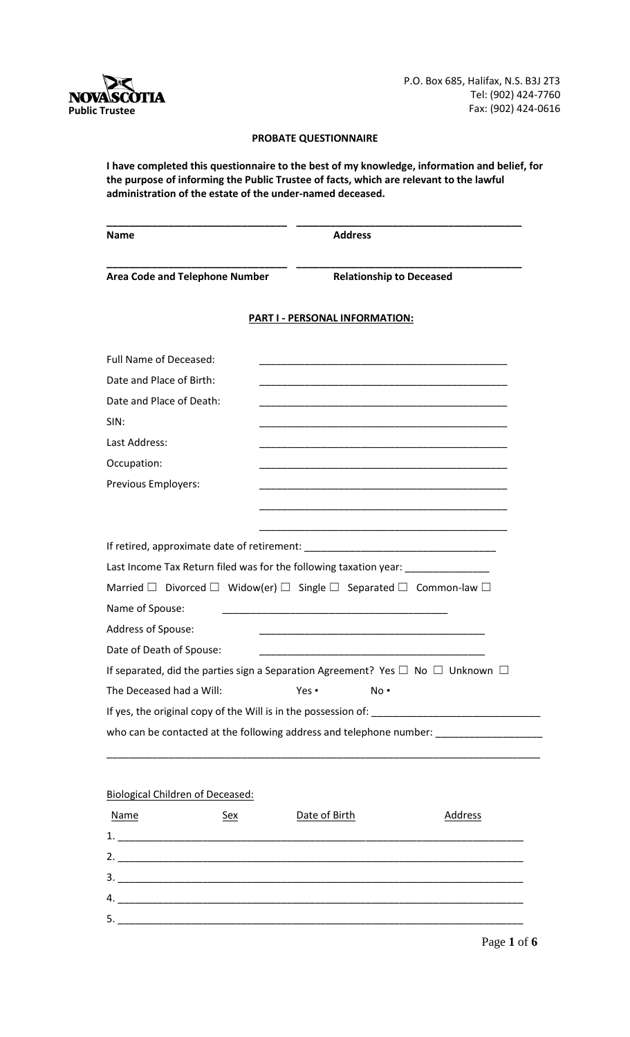**NOVA SCOTIA**
**Public Trustee**

P.O. Box 685, Halifax, N.S. B3J 2T3
Tel: (902) 424-7760
Fax: (902) 424-0616

## PROBATE QUESTIONNAIRE

**I have completed this questionnaire to the best of my knowledge, information and belief, for the purpose of informing the Public Trustee of facts, which are relevant to the lawful administration of the estate of the under-named deceased.**

| | |
|---|---|
| _______________________________ | _______________________________________ |
| **Name** | **Address** |
| _______________________________ | _______________________________________ |
| **Area Code and Telephone Number** | **Relationship to Deceased** |

### PART I - PERSONAL INFORMATION:

Full Name of Deceased: _____________________________________________

Date and Place of Birth: _____________________________________________

Date and Place of Death: _____________________________________________

SIN: _____________________________________________

Last Address: _____________________________________________

Occupation: _____________________________________________

Previous Employers: _____________________________________________

_____________________________________________

_____________________________________________

If retired, approximate date of retirement: _________________________________

Last Income Tax Return filed was for the following taxation year: _______________

Married ☐ Divorced ☐ Widow(er) ☐ Single ☐ Separated ☐ Common-law ☐

Name of Spouse: ________________________________________

Address of Spouse: ________________________________________

Date of Death of Spouse: ________________________________________

If separated, did the parties sign a Separation Agreement? Yes ☐ No ☐ Unknown ☐

The Deceased had a Will: Yes • No •

If yes, the original copy of the Will is in the possession of: _____________________________

who can be contacted at the following address and telephone number: ___________________

_____________________________________________________________________________

Biological Children of Deceased:

| Name | Sex | Date of Birth | Address |
|---|---|---|---|
| 1. | | | |
| 2. | | | |
| 3. | | | |
| 4. | | | |
| 5. | | | |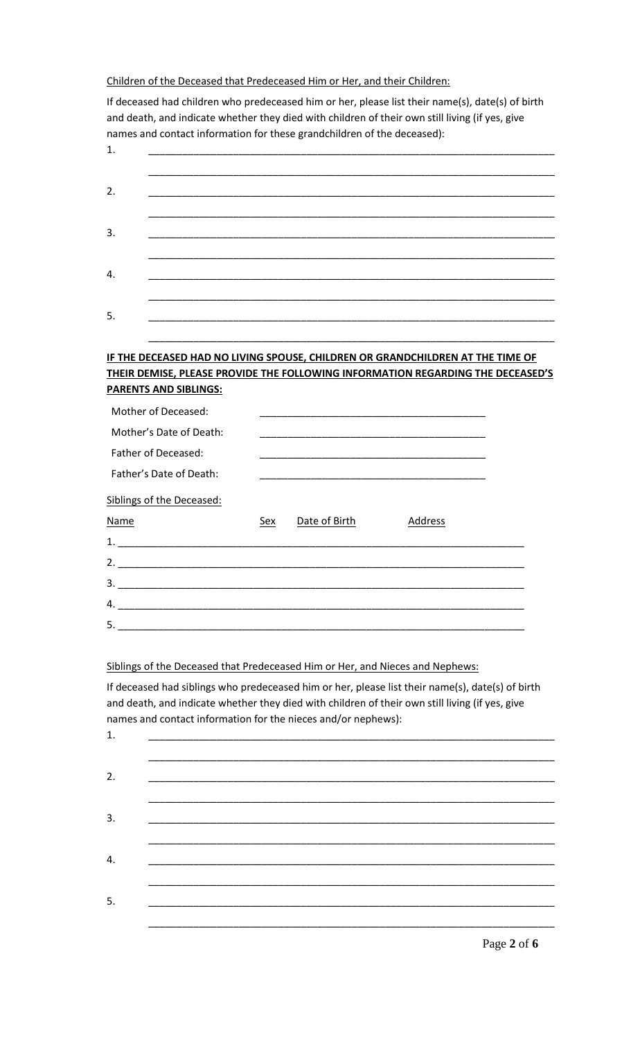Children of the Deceased that Predeceased Him or Her, and their Children:

If deceased had children who predeceased him or her, please list their name(s), date(s) of birth and death, and indicate whether they died with children of their own still living (if yes, give names and contact information for these grandchildren of the deceased):

1. ______________________________________________________________________

______________________________________________________________________

2. ______________________________________________________________________

______________________________________________________________________

3. ______________________________________________________________________

______________________________________________________________________

4. ______________________________________________________________________

______________________________________________________________________

5. ______________________________________________________________________

______________________________________________________________________

**IF THE DECEASED HAD NO LIVING SPOUSE, CHILDREN OR GRANDCHILDREN AT THE TIME OF THEIR DEMISE, PLEASE PROVIDE THE FOLLOWING INFORMATION REGARDING THE DECEASED'S PARENTS AND SIBLINGS:**

Mother of Deceased: ________________________________________

Mother's Date of Death: ________________________________________

Father of Deceased: ________________________________________

Father's Date of Death: ________________________________________

Siblings of the Deceased:

| Name | Sex | Date of Birth | Address |
|---|---|---|---|
| 1. | | | |
| 2. | | | |
| 3. | | | |
| 4. | | | |
| 5. | | | |

Siblings of the Deceased that Predeceased Him or Her, and Nieces and Nephews:

If deceased had siblings who predeceased him or her, please list their name(s), date(s) of birth and death, and indicate whether they died with children of their own still living (if yes, give names and contact information for the nieces and/or nephews):

1. ______________________________________________________________________

______________________________________________________________________

2. ______________________________________________________________________

______________________________________________________________________

3. ______________________________________________________________________

______________________________________________________________________

4. ______________________________________________________________________

______________________________________________________________________

5. ______________________________________________________________________

______________________________________________________________________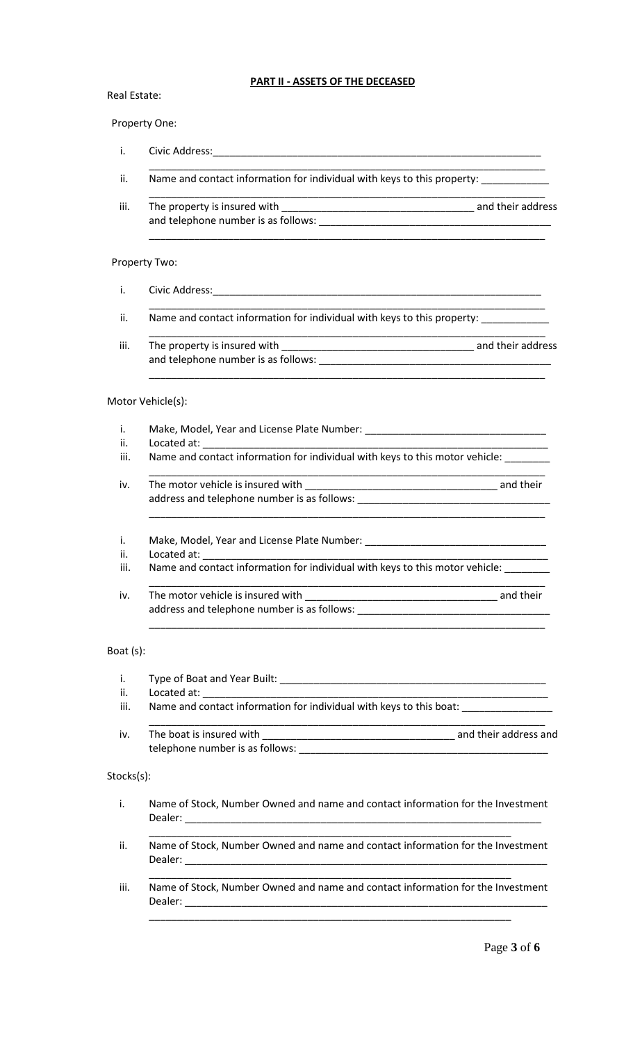## **PART II - ASSETS OF THE DECEASED**

Real Estate:

Property One:

i. Civic Address:_______________________________________________________________
_________________________________________________________________________

ii. Name and contact information for individual with keys to this property: ____________
_________________________________________________________________________

iii. The property is insured with __________________________________ and their address and telephone number is as follows: __________________________________________
_________________________________________________________________________

Property Two:

i. Civic Address:_______________________________________________________________
_________________________________________________________________________

ii. Name and contact information for individual with keys to this property: ____________
_________________________________________________________________________

iii. The property is insured with __________________________________ and their address and telephone number is as follows: __________________________________________
_________________________________________________________________________

Motor Vehicle(s):

i. Make, Model, Year and License Plate Number: ________________________________

ii. Located at: _________________________________________________________________

iii. Name and contact information for individual with keys to this motor vehicle: ________
_________________________________________________________________________

iv. The motor vehicle is insured with __________________________________ and their address and telephone number is as follows: __________________________________
_________________________________________________________________________

i. Make, Model, Year and License Plate Number: ________________________________

ii. Located at: _________________________________________________________________

iii. Name and contact information for individual with keys to this motor vehicle: ________
_________________________________________________________________________

iv. The motor vehicle is insured with __________________________________ and their address and telephone number is as follows: __________________________________
_________________________________________________________________________

Boat (s):

i. Type of Boat and Year Built: _________________________________________________

ii. Located at: _________________________________________________________________

iii. Name and contact information for individual with keys to this boat: ________________
_________________________________________________________________________

iv. The boat is insured with __________________________________ and their address and telephone number is as follows: _____________________________________________

Stocks(s):

i. Name of Stock, Number Owned and name and contact information for the Investment Dealer: ____________________________________________________________________
_________________________________________________________________

ii. Name of Stock, Number Owned and name and contact information for the Investment Dealer: ____________________________________________________________________
_________________________________________________________________

iii. Name of Stock, Number Owned and name and contact information for the Investment Dealer: ____________________________________________________________________
_________________________________________________________________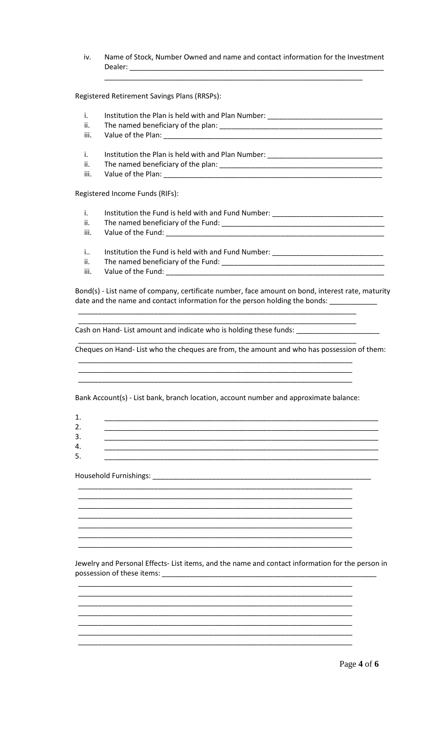iv. Name of Stock, Number Owned and name and contact information for the Investment Dealer: ____________________________________________________________________
______________________________________________________________________

Registered Retirement Savings Plans (RRSPs):

i. Institution the Plan is held with and Plan Number: ______________________________
ii. The named beneficiary of the plan: __________________________________________
iii. Value of the Plan: _______________________________________________________

i. Institution the Plan is held with and Plan Number: ______________________________
ii. The named beneficiary of the plan: __________________________________________
iii. Value of the Plan: _______________________________________________________

Registered Income Funds (RIFs):

i. Institution the Fund is held with and Fund Number: _____________________________
ii. The named beneficiary of the Fund: __________________________________________
iii. Value of the Fund: _______________________________________________________

i.. Institution the Fund is held with and Fund Number: _____________________________
ii. The named beneficiary of the Fund: __________________________________________
iii. Value of the Fund: _______________________________________________________

Bond(s) - List name of company, certificate number, face amount on bond, interest rate, maturity date and the name and contact information for the person holding the bonds: ____________
______________________________________________________________________
______________________________________________________________________

Cash on Hand- List amount and indicate who is holding these funds: ______________________
______________________________________________________________________

Cheques on Hand- List who the cheques are from, the amount and who has possession of them:
______________________________________________________________________
______________________________________________________________________
______________________________________________________________________

Bank Account(s) - List bank, branch location, account number and approximate balance:

1. ______________________________________________________________________
2. ______________________________________________________________________
3. ______________________________________________________________________
4. ______________________________________________________________________
5. ______________________________________________________________________

Household Furnishings: _______________________________________________________
______________________________________________________________________
______________________________________________________________________
______________________________________________________________________
______________________________________________________________________
______________________________________________________________________
______________________________________________________________________
______________________________________________________________________

Jewelry and Personal Effects- List items, and the name and contact information for the person in possession of these items: _____________________________________________________
______________________________________________________________________
______________________________________________________________________
______________________________________________________________________
______________________________________________________________________
______________________________________________________________________
______________________________________________________________________
______________________________________________________________________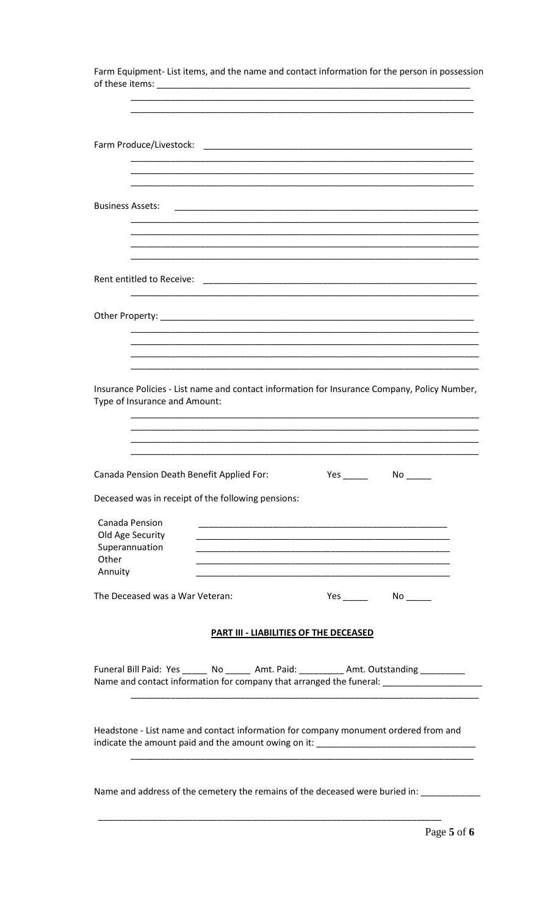Farm Equipment- List items, and the name and contact information for the person in possession of these items: ___________________________________________________________________

_______________________________________________________________________

_______________________________________________________________________

Farm Produce/Livestock: _______________________________________________________

_______________________________________________________________________

_______________________________________________________________________

_______________________________________________________________________

Business Assets: _______________________________________________________________

_______________________________________________________________________

_______________________________________________________________________

_______________________________________________________________________

_______________________________________________________________________

Rent entitled to Receive: _______________________________________________________

_______________________________________________________________________

Other Property: ________________________________________________________________

_______________________________________________________________________

_______________________________________________________________________

_______________________________________________________________________

_______________________________________________________________________

Insurance Policies - List name and contact information for Insurance Company, Policy Number, Type of Insurance and Amount:

_______________________________________________________________________

_______________________________________________________________________

_______________________________________________________________________

_______________________________________________________________________

Canada Pension Death Benefit Applied For: Yes _____ No _____

Deceased was in receipt of the following pensions:

Canada Pension _______________________________________________
Old Age Security _______________________________________________
Superannuation _______________________________________________
Other _______________________________________________
Annuity _______________________________________________

The Deceased was a War Veteran: Yes _____ No _____

## PART III - LIABILITIES OF THE DECEASED

Funeral Bill Paid: Yes _____ No _____ Amt. Paid: _________ Amt. Outstanding _________
Name and contact information for company that arranged the funeral: ___________________

_______________________________________________________________________

Headstone - List name and contact information for company monument ordered from and indicate the amount paid and the amount owing on it: _______________________________

_______________________________________________________________________

Name and address of the cemetery the remains of the deceased were buried in: ___________

_______________________________________________________________________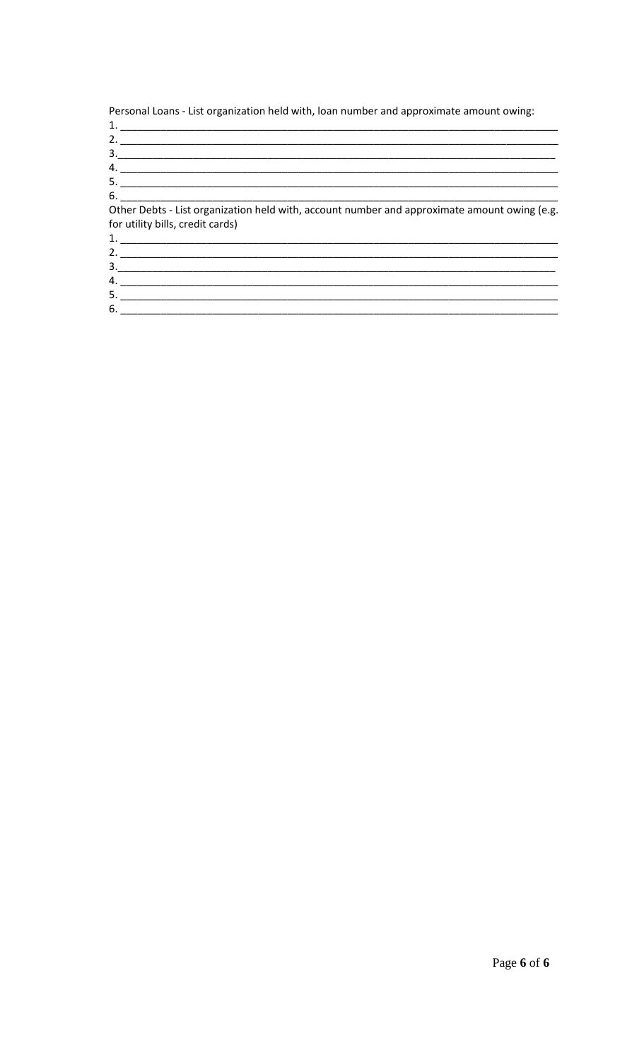Personal Loans - List organization held with, loan number and approximate amount owing:

1. ___________________________________________________________________________
2. ___________________________________________________________________________
3. ___________________________________________________________________________
4. ___________________________________________________________________________
5. ___________________________________________________________________________
6. ___________________________________________________________________________

Other Debts - List organization held with, account number and approximate amount owing (e.g. for utility bills, credit cards)

1. ___________________________________________________________________________
2. ___________________________________________________________________________
3. ___________________________________________________________________________
4. ___________________________________________________________________________
5. ___________________________________________________________________________
6. ___________________________________________________________________________